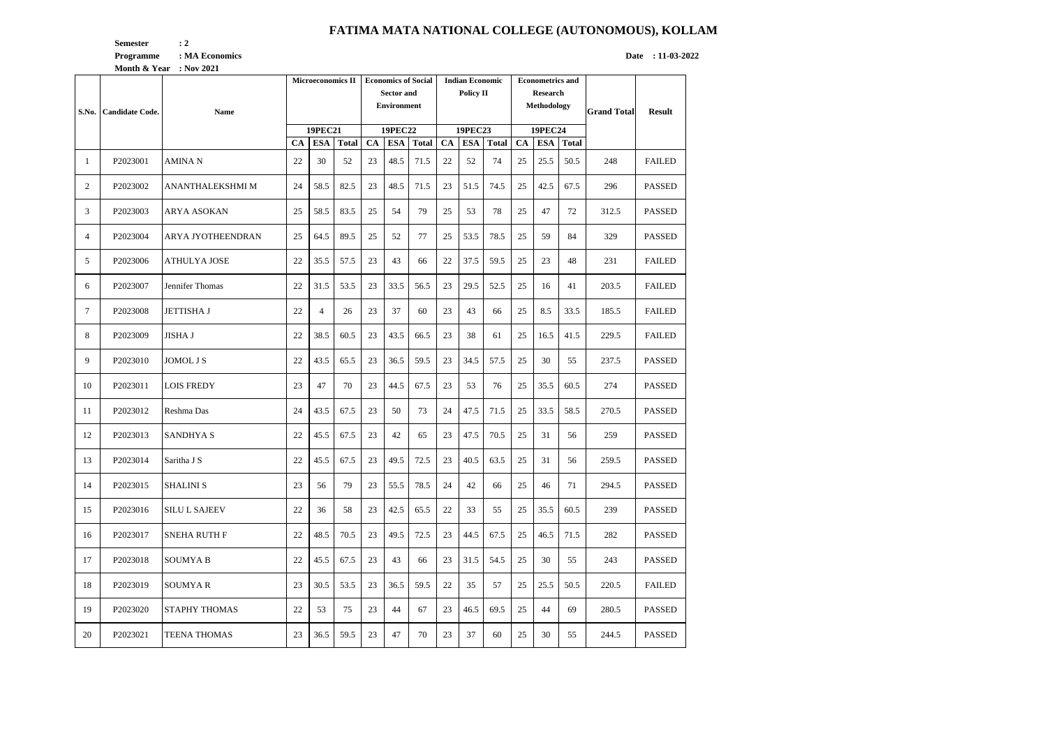# FATIMA MATA NATIONAL COLLEGE (AUTONOMOUS), KOLLAM

**Semester** : 2
**Programme** : MA Economics
**Month & Year** : Nov 2021

**Date** : 11-03-2022

| S.No. | Candidate Code. | Name | Microeconomics II | | | Economics of Social Sector and Environment | | | Indian Economic Policy II | | | Econometrics and Research Methodology | | | Grand Total | Result |
|---|---|---|---|---|---|---|---|---|---|---|---|---|---|---|---|---|
| | | | 19PEC21 | | | 19PEC22 | | | 19PEC23 | | | 19PEC24 | | | | |
| | | | CA | ESA | Total | CA | ESA | Total | CA | ESA | Total | CA | ESA | Total | | |
| 1 | P2023001 | AMINA N | 22 | 30 | 52 | 23 | 48.5 | 71.5 | 22 | 52 | 74 | 25 | 25.5 | 50.5 | 248 | FAILED |
| 2 | P2023002 | ANANTHALEKSHMI M | 24 | 58.5 | 82.5 | 23 | 48.5 | 71.5 | 23 | 51.5 | 74.5 | 25 | 42.5 | 67.5 | 296 | PASSED |
| 3 | P2023003 | ARYA ASOKAN | 25 | 58.5 | 83.5 | 25 | 54 | 79 | 25 | 53 | 78 | 25 | 47 | 72 | 312.5 | PASSED |
| 4 | P2023004 | ARYA JYOTHEENDRAN | 25 | 64.5 | 89.5 | 25 | 52 | 77 | 25 | 53.5 | 78.5 | 25 | 59 | 84 | 329 | PASSED |
| 5 | P2023006 | ATHULYA JOSE | 22 | 35.5 | 57.5 | 23 | 43 | 66 | 22 | 37.5 | 59.5 | 25 | 23 | 48 | 231 | FAILED |
| 6 | P2023007 | Jennifer Thomas | 22 | 31.5 | 53.5 | 23 | 33.5 | 56.5 | 23 | 29.5 | 52.5 | 25 | 16 | 41 | 203.5 | FAILED |
| 7 | P2023008 | JETTISHA J | 22 | 4 | 26 | 23 | 37 | 60 | 23 | 43 | 66 | 25 | 8.5 | 33.5 | 185.5 | FAILED |
| 8 | P2023009 | JISHA J | 22 | 38.5 | 60.5 | 23 | 43.5 | 66.5 | 23 | 38 | 61 | 25 | 16.5 | 41.5 | 229.5 | FAILED |
| 9 | P2023010 | JOMOL J S | 22 | 43.5 | 65.5 | 23 | 36.5 | 59.5 | 23 | 34.5 | 57.5 | 25 | 30 | 55 | 237.5 | PASSED |
| 10 | P2023011 | LOIS FREDY | 23 | 47 | 70 | 23 | 44.5 | 67.5 | 23 | 53 | 76 | 25 | 35.5 | 60.5 | 274 | PASSED |
| 11 | P2023012 | Reshma Das | 24 | 43.5 | 67.5 | 23 | 50 | 73 | 24 | 47.5 | 71.5 | 25 | 33.5 | 58.5 | 270.5 | PASSED |
| 12 | P2023013 | SANDHYA S | 22 | 45.5 | 67.5 | 23 | 42 | 65 | 23 | 47.5 | 70.5 | 25 | 31 | 56 | 259 | PASSED |
| 13 | P2023014 | Saritha J S | 22 | 45.5 | 67.5 | 23 | 49.5 | 72.5 | 23 | 40.5 | 63.5 | 25 | 31 | 56 | 259.5 | PASSED |
| 14 | P2023015 | SHALINI S | 23 | 56 | 79 | 23 | 55.5 | 78.5 | 24 | 42 | 66 | 25 | 46 | 71 | 294.5 | PASSED |
| 15 | P2023016 | SILU L SAJEEV | 22 | 36 | 58 | 23 | 42.5 | 65.5 | 22 | 33 | 55 | 25 | 35.5 | 60.5 | 239 | PASSED |
| 16 | P2023017 | SNEHA RUTH F | 22 | 48.5 | 70.5 | 23 | 49.5 | 72.5 | 23 | 44.5 | 67.5 | 25 | 46.5 | 71.5 | 282 | PASSED |
| 17 | P2023018 | SOUMYA B | 22 | 45.5 | 67.5 | 23 | 43 | 66 | 23 | 31.5 | 54.5 | 25 | 30 | 55 | 243 | PASSED |
| 18 | P2023019 | SOUMYA R | 23 | 30.5 | 53.5 | 23 | 36.5 | 59.5 | 22 | 35 | 57 | 25 | 25.5 | 50.5 | 220.5 | FAILED |
| 19 | P2023020 | STAPHY THOMAS | 22 | 53 | 75 | 23 | 44 | 67 | 23 | 46.5 | 69.5 | 25 | 44 | 69 | 280.5 | PASSED |
| 20 | P2023021 | TEENA THOMAS | 23 | 36.5 | 59.5 | 23 | 47 | 70 | 23 | 37 | 60 | 25 | 30 | 55 | 244.5 | PASSED |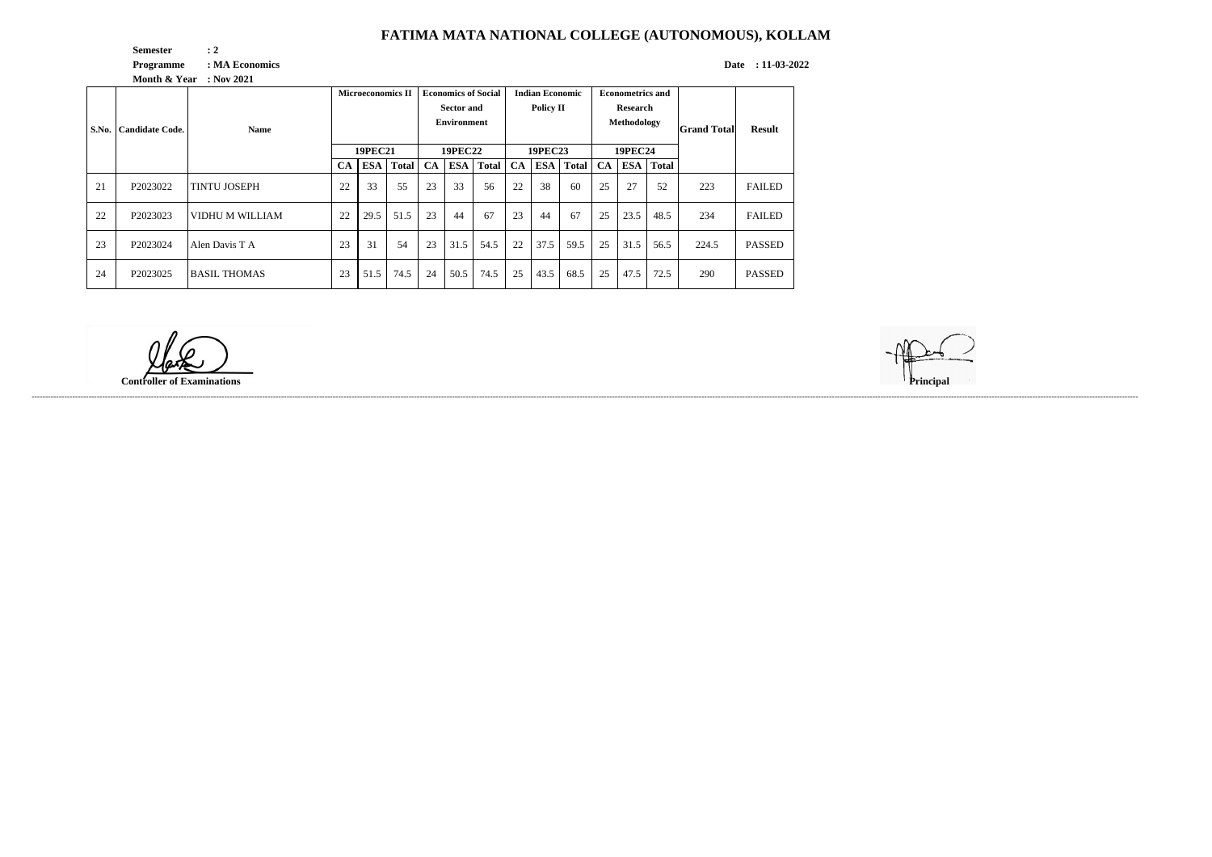# FATIMA MATA NATIONAL COLLEGE (AUTONOMOUS), KOLLAM

**Semester** : 2

**Programme** : MA Economics

**Month & Year** : Nov 2021

**Date** : 11-03-2022

| S.No. | Candidate Code. | Name | Microeconomics II | | | Economics of Social Sector and Environment | | | Indian Economic Policy II | | | Econometrics and Research Methodology | | | Grand Total | Result |
|---|---|---|---|---|---|---|---|---|---|---|---|---|---|---|---|---|
| | | | 19PEC21 | | | 19PEC22 | | | 19PEC23 | | | 19PEC24 | | | | |
| | | | CA | ESA | Total | CA | ESA | Total | CA | ESA | Total | CA | ESA | Total | | |
| 21 | P2023022 | TINTU JOSEPH | 22 | 33 | 55 | 23 | 33 | 56 | 22 | 38 | 60 | 25 | 27 | 52 | 223 | FAILED |
| 22 | P2023023 | VIDHU M WILLIAM | 22 | 29.5 | 51.5 | 23 | 44 | 67 | 23 | 44 | 67 | 25 | 23.5 | 48.5 | 234 | FAILED |
| 23 | P2023024 | Alen Davis T A | 23 | 31 | 54 | 23 | 31.5 | 54.5 | 22 | 37.5 | 59.5 | 25 | 31.5 | 56.5 | 224.5 | PASSED |
| 24 | P2023025 | BASIL THOMAS | 23 | 51.5 | 74.5 | 24 | 50.5 | 74.5 | 25 | 43.5 | 68.5 | 25 | 47.5 | 72.5 | 290 | PASSED |

Controller of Examinations

Principal